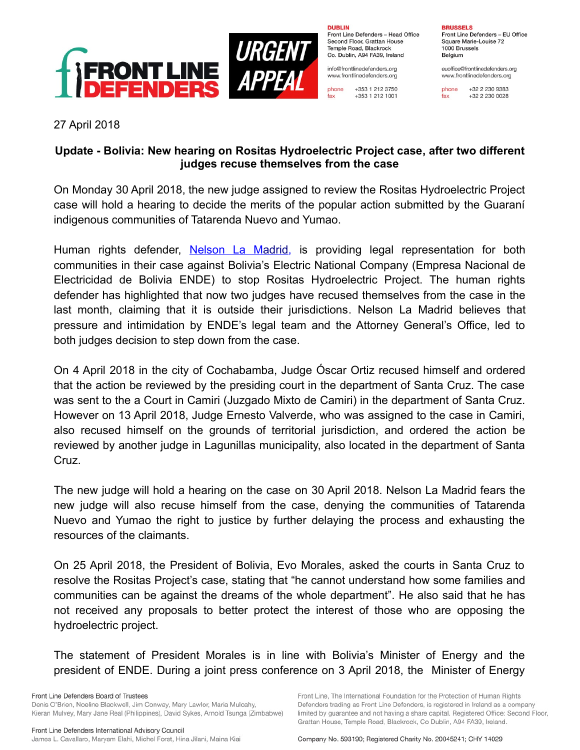27 April 2018

**Update - Bolivia: New hearing on Rositas Hydroelectric Project case, after two different judges recuse themselves from the case**

On Monday 30 April 2018, the new judge assigned to review the Rositas Hydroelectric Project case will hold a hearing to decide the merits of the popular action submitted by the Guaraní indigenous communities of Tatarenda Nuevo and Yumao.

Human rights defender, [Nelson La Madrid,](#) is providing legal representation for both communities in their case against Bolivia's Electric National Company (Empresa Nacional de Electricidad de Bolivia ENDE) to stop Rositas Hydroelectric Project. The human rights defender has highlighted that now two judges have recused themselves from the case in the last month, claiming that it is outside their jurisdictions. Nelson La Madrid believes that pressure and intimidation by ENDE's legal team and the Attorney General's Office, led to both judges decision to step down from the case.

On 4 April 2018 in the city of Cochabamba, Judge Óscar Ortiz recused himself and ordered that the action be reviewed by the presiding court in the department of Santa Cruz. The case was sent to the a Court in Camiri (Juzgado Mixto de Camiri) in the department of Santa Cruz. However on 13 April 2018, Judge Ernesto Valverde, who was assigned to the case in Camiri, also recused himself on the grounds of territorial jurisdiction, and ordered the action be reviewed by another judge in Lagunillas municipality, also located in the department of Santa Cruz.

The new judge will hold a hearing on the case on 30 April 2018. Nelson La Madrid fears the new judge will also recuse himself from the case, denying the communities of Tatarenda Nuevo and Yumao the right to justice by further delaying the process and exhausting the resources of the claimants.

On 25 April 2018, the President of Bolivia, Evo Morales, asked the courts in Santa Cruz to resolve the Rositas Project's case, stating that "he cannot understand how some families and communities can be against the dreams of the whole department". He also said that he has not received any proposals to better protect the interest of those who are opposing the hydroelectric project.

The statement of President Morales is in line with Bolivia's Minister of Energy and the president of ENDE. During a joint press conference on 3 April 2018, the Minister of Energy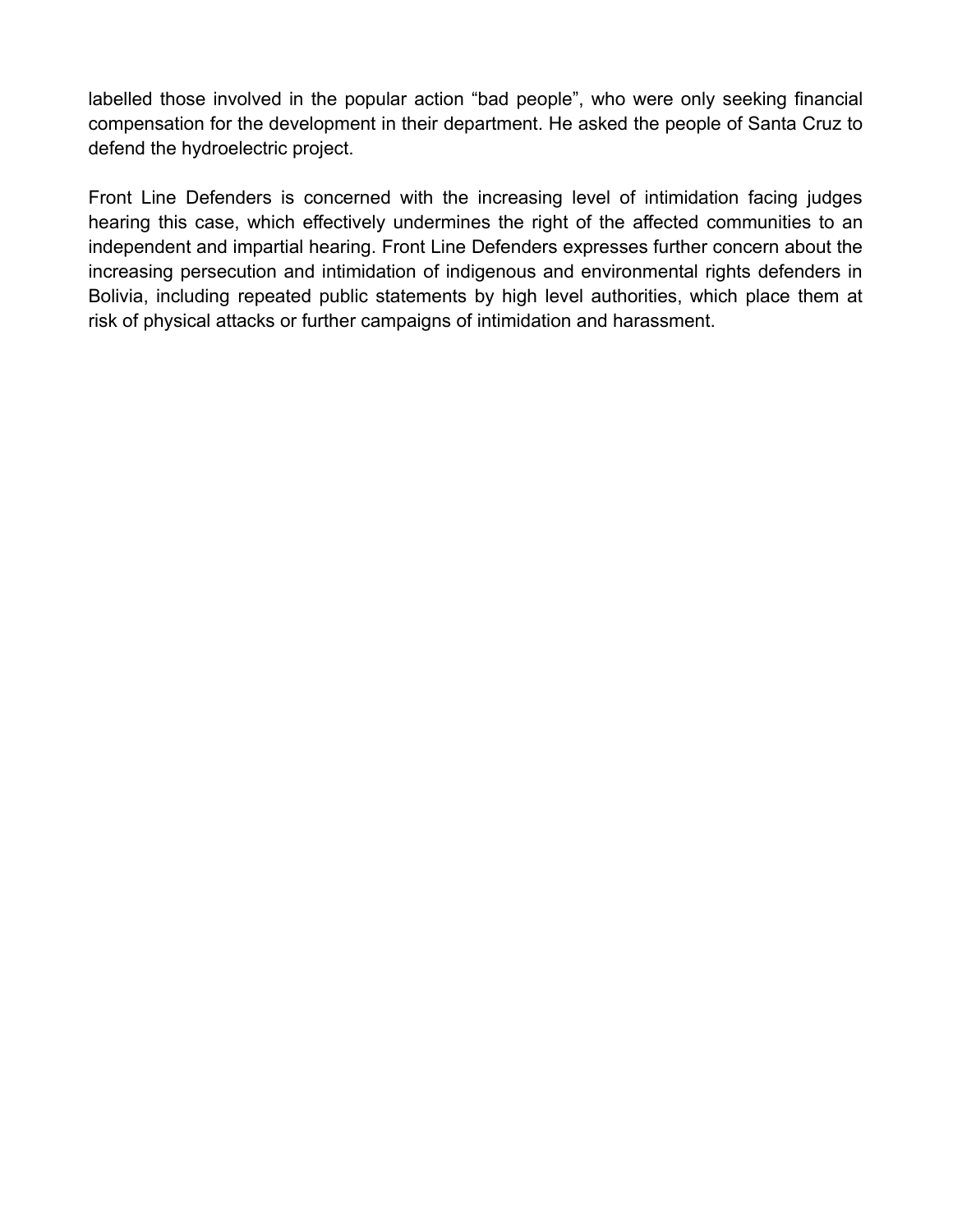labelled those involved in the popular action “bad people”, who were only seeking financial compensation for the development in their department. He asked the people of Santa Cruz to defend the hydroelectric project.

Front Line Defenders is concerned with the increasing level of intimidation facing judges hearing this case, which effectively undermines the right of the affected communities to an independent and impartial hearing. Front Line Defenders expresses further concern about the increasing persecution and intimidation of indigenous and environmental rights defenders in Bolivia, including repeated public statements by high level authorities, which place them at risk of physical attacks or further campaigns of intimidation and harassment.